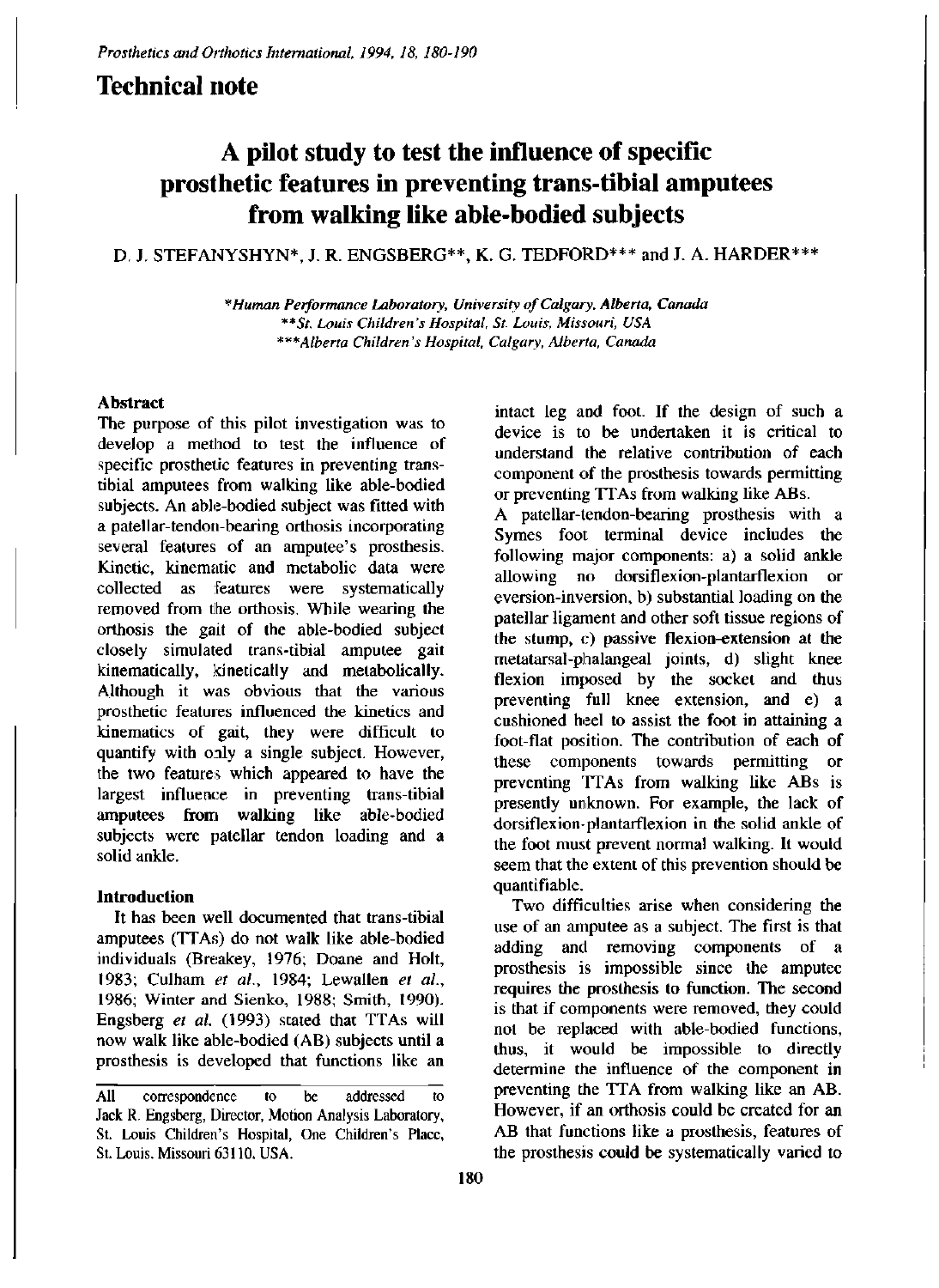## Technical note

# A pilot study to test the influence of specific prosthetic features in preventing trans-tibial amputees from walking like able-bodied subjects

D. J. STEFANYSHYN*, J. R. ENGSBERG**, K. G. TEDFORD*** and J. A. HARDER***

*\*Human Performance Laboratory, University of Calgary, Alberta, Canada*
*\*\*St. Louis Children's Hospital, St. Louis, Missouri, USA*
*\*\*\*Alberta Children's Hospital, Calgary, Alberta, Canada*

### Abstract

The purpose of this pilot investigation was to develop a method to test the influence of specific prosthetic features in preventing trans-tibial amputees from walking like able-bodied subjects. An able-bodied subject was fitted with a patellar-tendon-bearing orthosis incorporating several features of an amputee's prosthesis. Kinetic, kinematic and metabolic data were collected as features were systematically removed from the orthosis. While wearing the orthosis the gait of the able-bodied subject closely simulated trans-tibial amputee gait kinematically, kinetically and metabolically. Although it was obvious that the various prosthetic features influenced the kinetics and kinematics of gait, they were difficult to quantify with only a single subject. However, the two features which appeared to have the largest influence in preventing trans-tibial amputees from walking like able-bodied subjects were patellar tendon loading and a solid ankle.

### Introduction

It has been well documented that trans-tibial amputees (TTAs) do not walk like able-bodied individuals (Breakey, 1976; Doane and Holt, 1983; Culham *et al.*, 1984; Lewallen *et al.*, 1986; Winter and Sienko, 1988; Smith, 1990). Engsberg *et al.* (1993) stated that TTAs will now walk like able-bodied (AB) subjects until a prosthesis is developed that functions like an intact leg and foot. If the design of such a device is to be undertaken it is critical to understand the relative contribution of each component of the prosthesis towards permitting or preventing TTAs from walking like ABs.

A patellar-tendon-bearing prosthesis with a Symes foot terminal device includes the following major components: a) a solid ankle allowing no dorsiflexion-plantarflexion or eversion-inversion, b) substantial loading on the patellar ligament and other soft tissue regions of the stump, c) passive flexion-extension at the metatarsal-phalangeal joints, d) slight knee flexion imposed by the socket and thus preventing full knee extension, and e) a cushioned heel to assist the foot in attaining a foot-flat position. The contribution of each of these components towards permitting or preventing TTAs from walking like ABs is presently unknown. For example, the lack of dorsiflexion-plantarflexion in the solid ankle of the foot must prevent normal walking. It would seem that the extent of this prevention should be quantifiable.

Two difficulties arise when considering the use of an amputee as a subject. The first is that adding and removing components of a prosthesis is impossible since the amputee requires the prosthesis to function. The second is that if components were removed, they could not be replaced with able-bodied functions, thus, it would be impossible to directly determine the influence of the component in preventing the TTA from walking like an AB. However, if an orthosis could be created for an AB that functions like a prosthesis, features of the prosthesis could be systematically varied to

All correspondence to be addressed to Jack R. Engsberg, Director, Motion Analysis Laboratory, St. Louis Children's Hospital, One Children's Place, St. Louis, Missouri 63110, USA.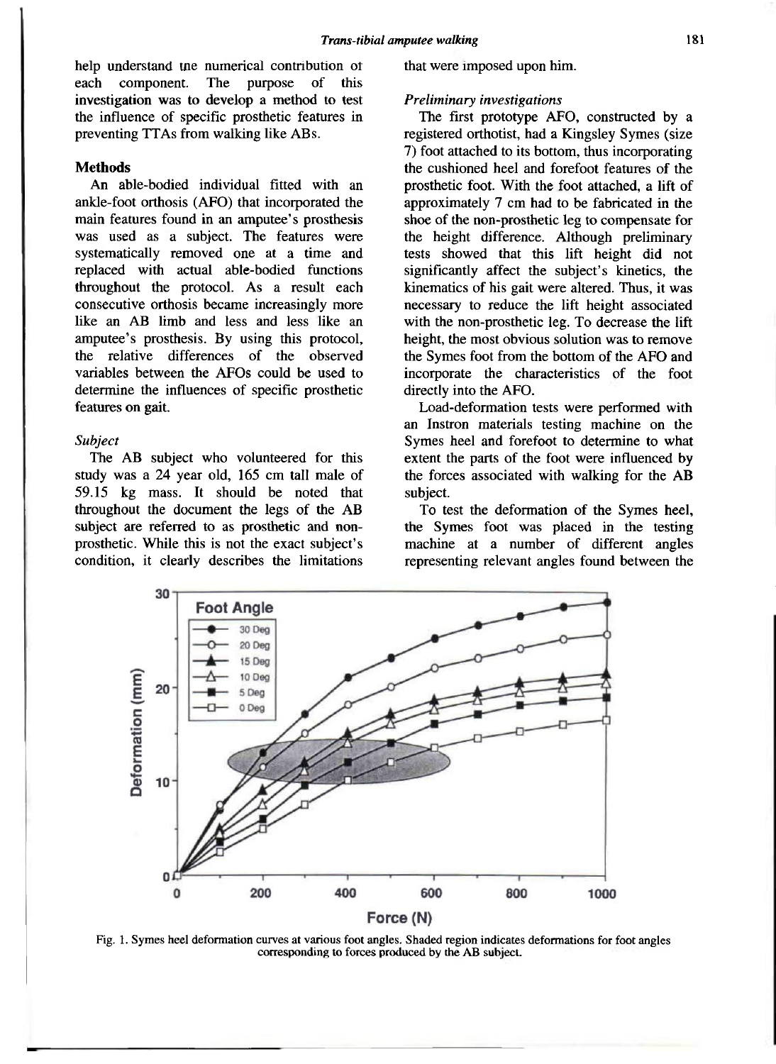help understand the numerical contribution of each component. The purpose of this investigation was to develop a method to test the influence of specific prosthetic features in preventing TTAs from walking like ABs.

## Methods

An able-bodied individual fitted with an ankle-foot orthosis (AFO) that incorporated the main features found in an amputee's prosthesis was used as a subject. The features were systematically removed one at a time and replaced with actual able-bodied functions throughout the protocol. As a result each consecutive orthosis became increasingly more like an AB limb and less and less like an amputee's prosthesis. By using this protocol, the relative differences of the observed variables between the AFOs could be used to determine the influences of specific prosthetic features on gait.

### *Subject*

The AB subject who volunteered for this study was a 24 year old, 165 cm tall male of 59.15 kg mass. It should be noted that throughout the document the legs of the AB subject are referred to as prosthetic and non-prosthetic. While this is not the exact subject's condition, it clearly describes the limitations that were imposed upon him.

### *Preliminary investigations*

The first prototype AFO, constructed by a registered orthotist, had a Kingsley Symes (size 7) foot attached to its bottom, thus incorporating the cushioned heel and forefoot features of the prosthetic foot. With the foot attached, a lift of approximately 7 cm had to be fabricated in the shoe of the non-prosthetic leg to compensate for the height difference. Although preliminary tests showed that this lift height did not significantly affect the subject's kinetics, the kinematics of his gait were altered. Thus, it was necessary to reduce the lift height associated with the non-prosthetic leg. To decrease the lift height, the most obvious solution was to remove the Symes foot from the bottom of the AFO and incorporate the characteristics of the foot directly into the AFO.

Load-deformation tests were performed with an Instron materials testing machine on the Symes heel and forefoot to determine to what extent the parts of the foot were influenced by the forces associated with walking for the AB subject.

To test the deformation of the Symes heel, the Symes foot was placed in the testing machine at a number of different angles representing relevant angles found between the

Fig. 1. Symes heel deformation curves at various foot angles. Shaded region indicates deformations for foot angles corresponding to forces produced by the AB subject.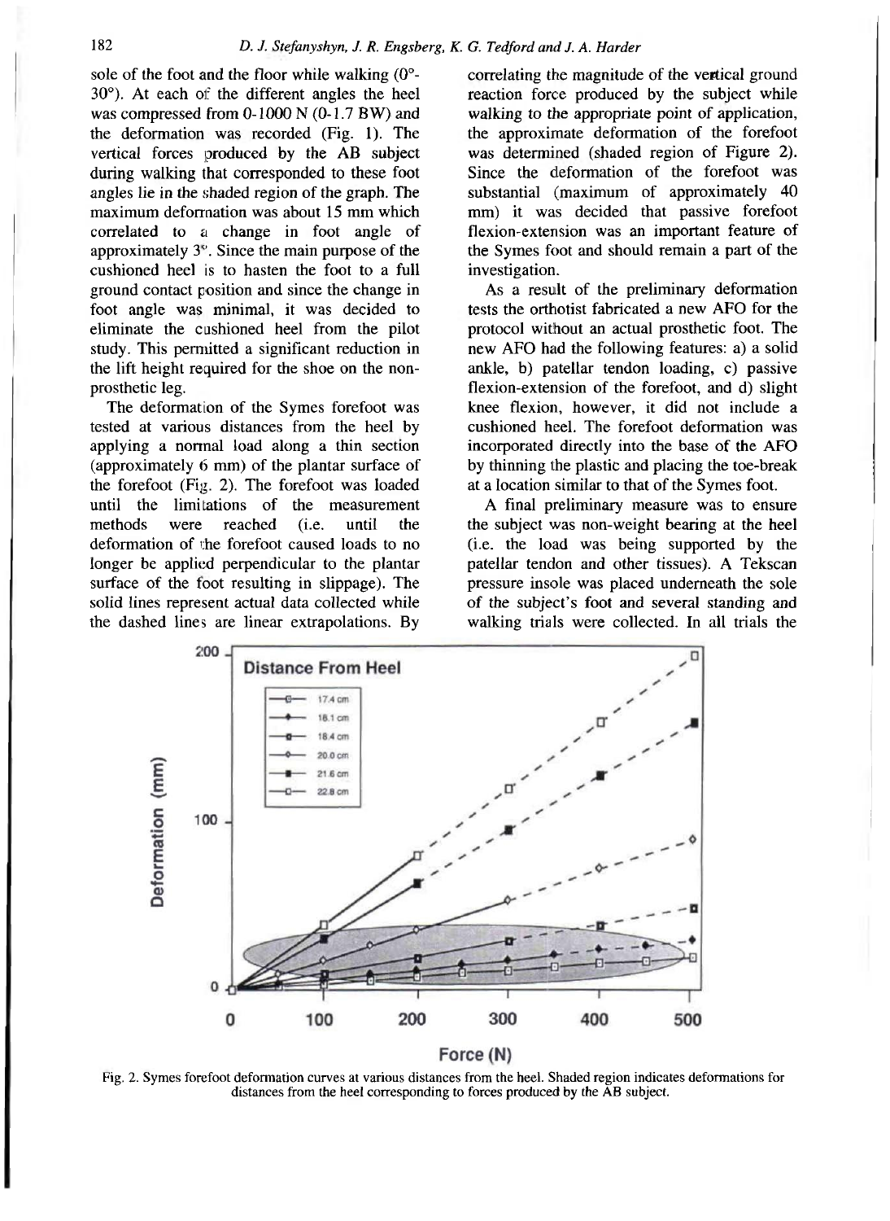sole of the foot and the floor while walking (0°-30°). At each of the different angles the heel was compressed from 0-1000 N (0-1.7 BW) and the deformation was recorded (Fig. 1). The vertical forces produced by the AB subject during walking that corresponded to these foot angles lie in the shaded region of the graph. The maximum deformation was about 15 mm which correlated to a change in foot angle of approximately 3°. Since the main purpose of the cushioned heel is to hasten the foot to a full ground contact position and since the change in foot angle was minimal, it was decided to eliminate the cushioned heel from the pilot study. This permitted a significant reduction in the lift height required for the shoe on the non-prosthetic leg.

The deformation of the Symes forefoot was tested at various distances from the heel by applying a normal load along a thin section (approximately 6 mm) of the plantar surface of the forefoot (Fig. 2). The forefoot was loaded until the limitations of the measurement methods were reached (i.e. until the deformation of the forefoot caused loads to no longer be applied perpendicular to the plantar surface of the foot resulting in slippage). The solid lines represent actual data collected while the dashed lines are linear extrapolations. By correlating the magnitude of the vertical ground reaction force produced by the subject while walking to the appropriate point of application, the approximate deformation of the forefoot was determined (shaded region of Figure 2). Since the deformation of the forefoot was substantial (maximum of approximately 40 mm) it was decided that passive forefoot flexion-extension was an important feature of the Symes foot and should remain a part of the investigation.

As a result of the preliminary deformation tests the orthotist fabricated a new AFO for the protocol without an actual prosthetic foot. The new AFO had the following features: a) a solid ankle, b) patellar tendon loading, c) passive flexion-extension of the forefoot, and d) slight knee flexion, however, it did not include a cushioned heel. The forefoot deformation was incorporated directly into the base of the AFO by thinning the plastic and placing the toe-break at a location similar to that of the Symes foot.

A final preliminary measure was to ensure the subject was non-weight bearing at the heel (i.e. the load was being supported by the patellar tendon and other tissues). A Tekscan pressure insole was placed underneath the sole of the subject's foot and several standing and walking trials were collected. In all trials the

Fig. 2. Symes forefoot deformation curves at various distances from the heel. Shaded region indicates deformations for distances from the heel corresponding to forces produced by the AB subject.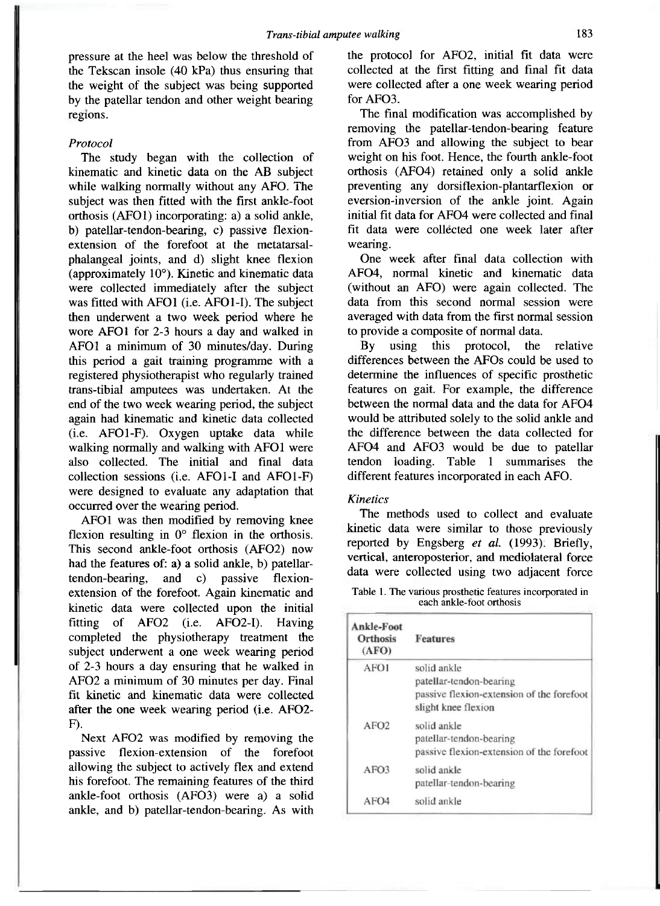pressure at the heel was below the threshold of the Tekscan insole (40 kPa) thus ensuring that the weight of the subject was being supported by the patellar tendon and other weight bearing regions.

### *Protocol*

The study began with the collection of kinematic and kinetic data on the AB subject while walking normally without any AFO. The subject was then fitted with the first ankle-foot orthosis (AFO1) incorporating: a) a solid ankle, b) patellar-tendon-bearing, c) passive flexion-extension of the forefoot at the metatarsal-phalangeal joints, and d) slight knee flexion (approximately 10°). Kinetic and kinematic data were collected immediately after the subject was fitted with AFO1 (i.e. AFO1-I). The subject then underwent a two week period where he wore AFO1 for 2-3 hours a day and walked in AFO1 a minimum of 30 minutes/day. During this period a gait training programme with a registered physiotherapist who regularly trained trans-tibial amputees was undertaken. At the end of the two week wearing period, the subject again had kinematic and kinetic data collected (i.e. AFO1-F). Oxygen uptake data while walking normally and walking with AFO1 were also collected. The initial and final data collection sessions (i.e. AFO1-I and AFO1-F) were designed to evaluate any adaptation that occurred over the wearing period.

AFO1 was then modified by removing knee flexion resulting in 0° flexion in the orthosis. This second ankle-foot orthosis (AFO2) now had the features of: a) a solid ankle, b) patellar-tendon-bearing, and c) passive flexion-extension of the forefoot. Again kinematic and kinetic data were collected upon the initial fitting of AFO2 (i.e. AFO2-I). Having completed the physiotherapy treatment the subject underwent a one week wearing period of 2-3 hours a day ensuring that he walked in AFO2 a minimum of 30 minutes per day. Final fit kinetic and kinematic data were collected after the one week wearing period (i.e. AFO2-F).

Next AFO2 was modified by removing the passive flexion-extension of the forefoot allowing the subject to actively flex and extend his forefoot. The remaining features of the third ankle-foot orthosis (AFO3) were a) a solid ankle, and b) patellar-tendon-bearing. As with the protocol for AFO2, initial fit data were collected at the first fitting and final fit data were collected after a one week wearing period for AFO3.

The final modification was accomplished by removing the patellar-tendon-bearing feature from AFO3 and allowing the subject to bear weight on his foot. Hence, the fourth ankle-foot orthosis (AFO4) retained only a solid ankle preventing any dorsiflexion-plantarflexion or eversion-inversion of the ankle joint. Again initial fit data for AFO4 were collected and final fit data were collected one week later after wearing.

One week after final data collection with AFO4, normal kinetic and kinematic data (without an AFO) were again collected. The data from this second normal session were averaged with data from the first normal session to provide a composite of normal data.

By using this protocol, the relative differences between the AFOs could be used to determine the influences of specific prosthetic features on gait. For example, the difference between the normal data and the data for AFO4 would be attributed solely to the solid ankle and the difference between the data collected for AFO4 and AFO3 would be due to patellar tendon loading. Table 1 summarises the different features incorporated in each AFO.

### *Kinetics*

The methods used to collect and evaluate kinetic data were similar to those previously reported by Engsberg *et al.* (1993). Briefly, vertical, anteroposterior, and mediolateral force data were collected using two adjacent force

Table 1. The various prosthetic features incorporated in each ankle-foot orthosis

| Ankle-Foot Orthosis (AFO) | Features |
|---|---|
| AFO1 | solid ankle<br>patellar-tendon-bearing<br>passive flexion-extension of the forefoot<br>slight knee flexion |
| AFO2 | solid ankle<br>patellar-tendon-bearing<br>passive flexion-extension of the forefoot |
| AFO3 | solid ankle<br>patellar-tendon-bearing |
| AFO4 | solid ankle |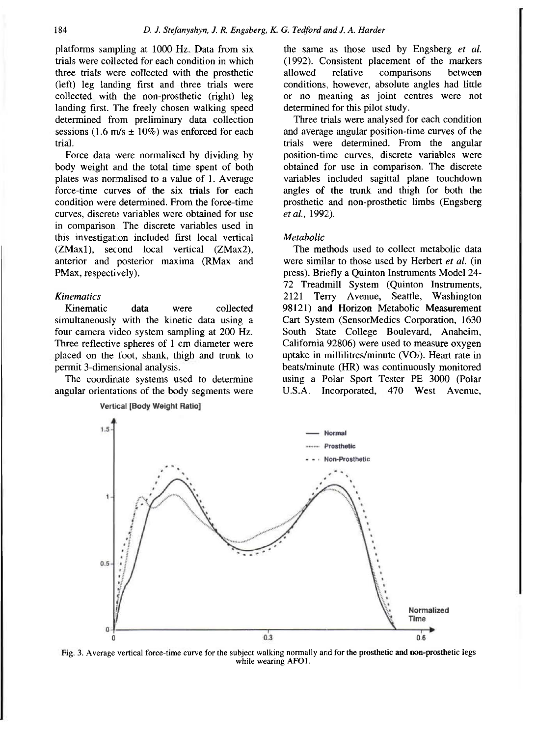platforms sampling at 1000 Hz. Data from six trials were collected for each condition in which three trials were collected with the prosthetic (left) leg landing first and three trials were collected with the non-prosthetic (right) leg landing first. The freely chosen walking speed determined from preliminary data collection sessions (1.6 m/s ± 10%) was enforced for each trial.

Force data were normalised by dividing by body weight and the total time spent of both plates was normalised to a value of 1. Average force-time curves of the six trials for each condition were determined. From the force-time curves, discrete variables were obtained for use in comparison. The discrete variables used in this investigation included first local vertical (ZMax1), second local vertical (ZMax2), anterior and posterior maxima (RMax and PMax, respectively).

### *Kinematics*

Kinematic data were collected simultaneously with the kinetic data using a four camera video system sampling at 200 Hz. Three reflective spheres of 1 cm diameter were placed on the foot, shank, thigh and trunk to permit 3-dimensional analysis.

The coordinate systems used to determine angular orientations of the body segments were the same as those used by Engsberg *et al.* (1992). Consistent placement of the markers allowed relative comparisons between conditions, however, absolute angles had little or no meaning as joint centres were not determined for this pilot study.

Three trials were analysed for each condition and average angular position-time curves of the trials were determined. From the angular position-time curves, discrete variables were obtained for use in comparison. The discrete variables included sagittal plane touchdown angles of the trunk and thigh for both the prosthetic and non-prosthetic limbs (Engsberg *et al.*, 1992).

### *Metabolic*

The methods used to collect metabolic data were similar to those used by Herbert *et al.* (in press). Briefly a Quinton Instruments Model 24-72 Treadmill System (Quinton Instruments, 2121 Terry Avenue, Seattle, Washington 98121) and Horizon Metabolic Measurement Cart System (SensorMedics Corporation, 1630 South State College Boulevard, Anaheim, California 92806) were used to measure oxygen uptake in millilitres/minute ($VO_2$). Heart rate in beats/minute (HR) was continuously monitored using a Polar Sport Tester PE 3000 (Polar U.S.A. Incorporated, 470 West Avenue,

Fig. 3. Average vertical force-time curve for the subject walking normally and for the prosthetic and non-prosthetic legs while wearing AFO1.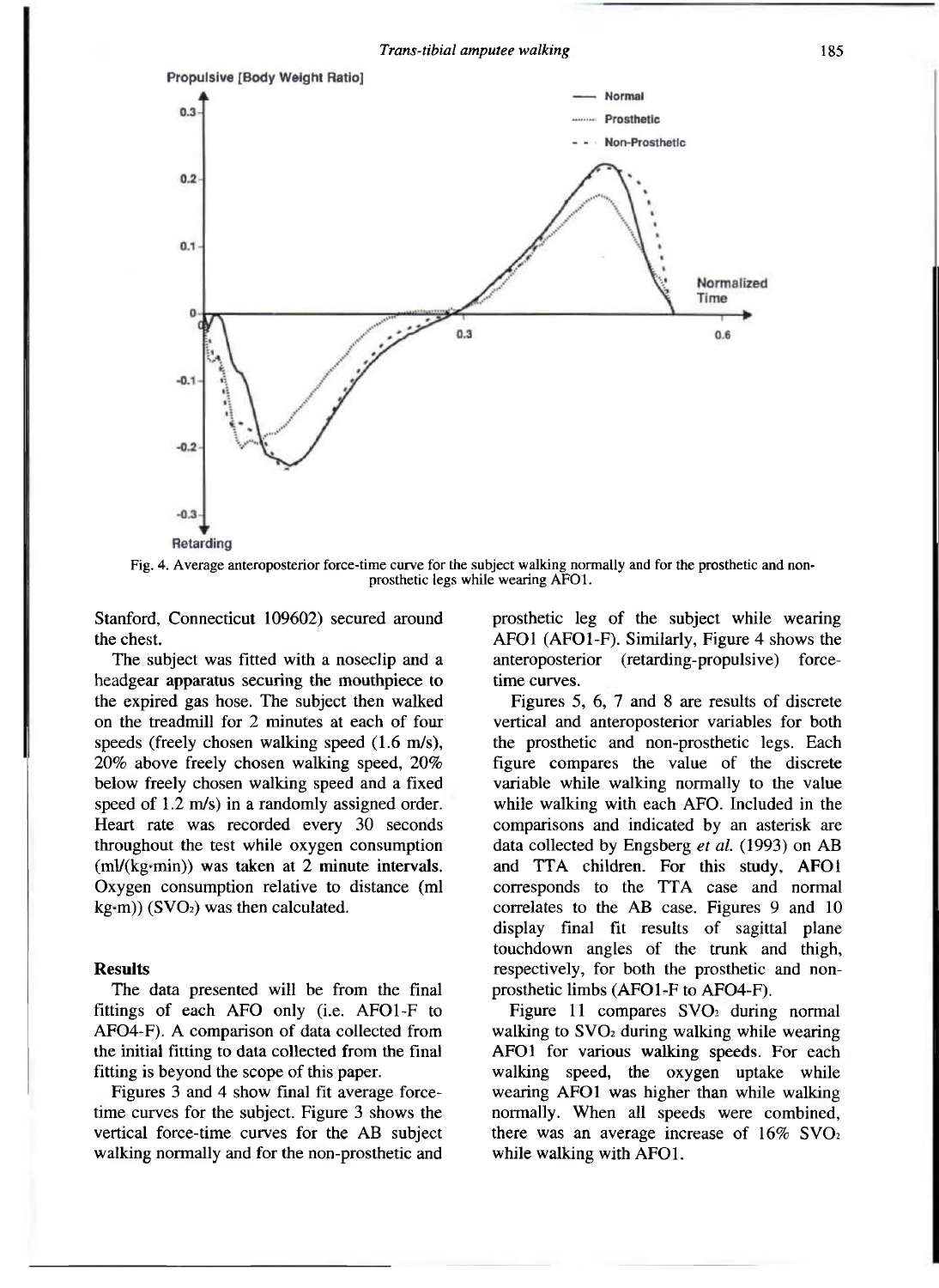Fig. 4. Average anteroposterior force-time curve for the subject walking normally and for the prosthetic and non-prosthetic legs while wearing AFO1.

Stanford, Connecticut 109602) secured around the chest.

The subject was fitted with a noseclip and a headgear apparatus securing the mouthpiece to the expired gas hose. The subject then walked on the treadmill for 2 minutes at each of four speeds (freely chosen walking speed (1.6 m/s), 20% above freely chosen walking speed, 20% below freely chosen walking speed and a fixed speed of 1.2 m/s) in a randomly assigned order. Heart rate was recorded every 30 seconds throughout the test while oxygen consumption (ml/(kg·min)) was taken at 2 minute intervals. Oxygen consumption relative to distance (ml kg·m)) ($SVO_2$) was then calculated.

## Results

The data presented will be from the final fittings of each AFO only (i.e. AFO1-F to AFO4-F). A comparison of data collected from the initial fitting to data collected from the final fitting is beyond the scope of this paper.

Figures 3 and 4 show final fit average force-time curves for the subject. Figure 3 shows the vertical force-time curves for the AB subject walking normally and for the non-prosthetic and prosthetic leg of the subject while wearing AFO1 (AFO1-F). Similarly, Figure 4 shows the anteroposterior (retarding-propulsive) force-time curves.

Figures 5, 6, 7 and 8 are results of discrete vertical and anteroposterior variables for both the prosthetic and non-prosthetic legs. Each figure compares the value of the discrete variable while walking normally to the value while walking with each AFO. Included in the comparisons and indicated by an asterisk are data collected by Engsberg *et al.* (1993) on AB and TTA children. For this study, AFO1 corresponds to the TTA case and normal correlates to the AB case. Figures 9 and 10 display final fit results of sagittal plane touchdown angles of the trunk and thigh, respectively, for both the prosthetic and non-prosthetic limbs (AFO1-F to AFO4-F).

Figure 11 compares $SVO_2$ during normal walking to $SVO_2$ during walking while wearing AFO1 for various walking speeds. For each walking speed, the oxygen uptake while wearing AFO1 was higher than while walking normally. When all speeds were combined, there was an average increase of 16% $SVO_2$ while walking with AFO1.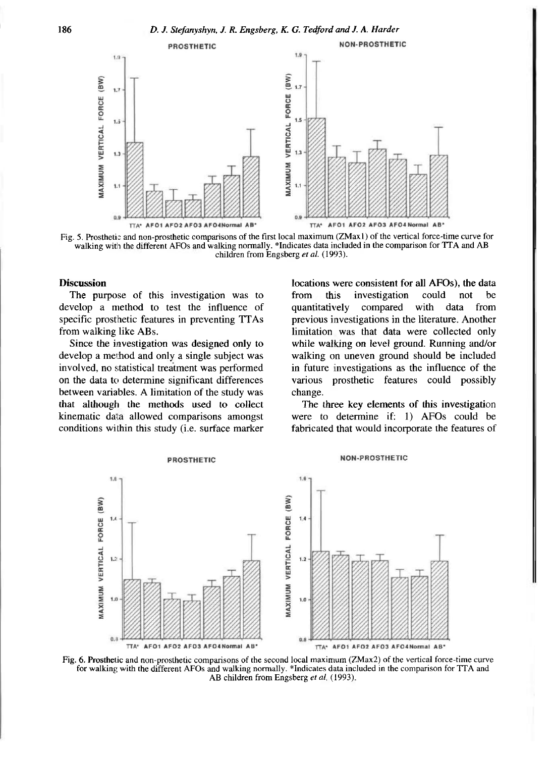Fig. 5. Prosthetic and non-prosthetic comparisons of the first local maximum (ZMax1) of the vertical force-time curve for walking with the different AFOs and walking normally. *Indicates data included in the comparison for TTA and AB children from Engsberg *et al.* (1993).

## Discussion

The purpose of this investigation was to develop a method to test the influence of specific prosthetic features in preventing TTAs from walking like ABs.

Since the investigation was designed only to develop a method and only a single subject was involved, no statistical treatment was performed on the data to determine significant differences between variables. A limitation of the study was that although the methods used to collect kinematic data allowed comparisons amongst conditions within this study (i.e. surface marker locations were consistent for all AFOs), the data from this investigation could not be quantitatively compared with data from previous investigations in the literature. Another limitation was that data were collected only while walking on level ground. Running and/or walking on uneven ground should be included in future investigations as the influence of the various prosthetic features could possibly change.

The three key elements of this investigation were to determine if: 1) AFOs could be fabricated that would incorporate the features of

Fig. 6. Prosthetic and non-prosthetic comparisons of the second local maximum (ZMax2) of the vertical force-time curve for walking with the different AFOs and walking normally. *Indicates data included in the comparison for TTA and AB children from Engsberg *et al.* (1993).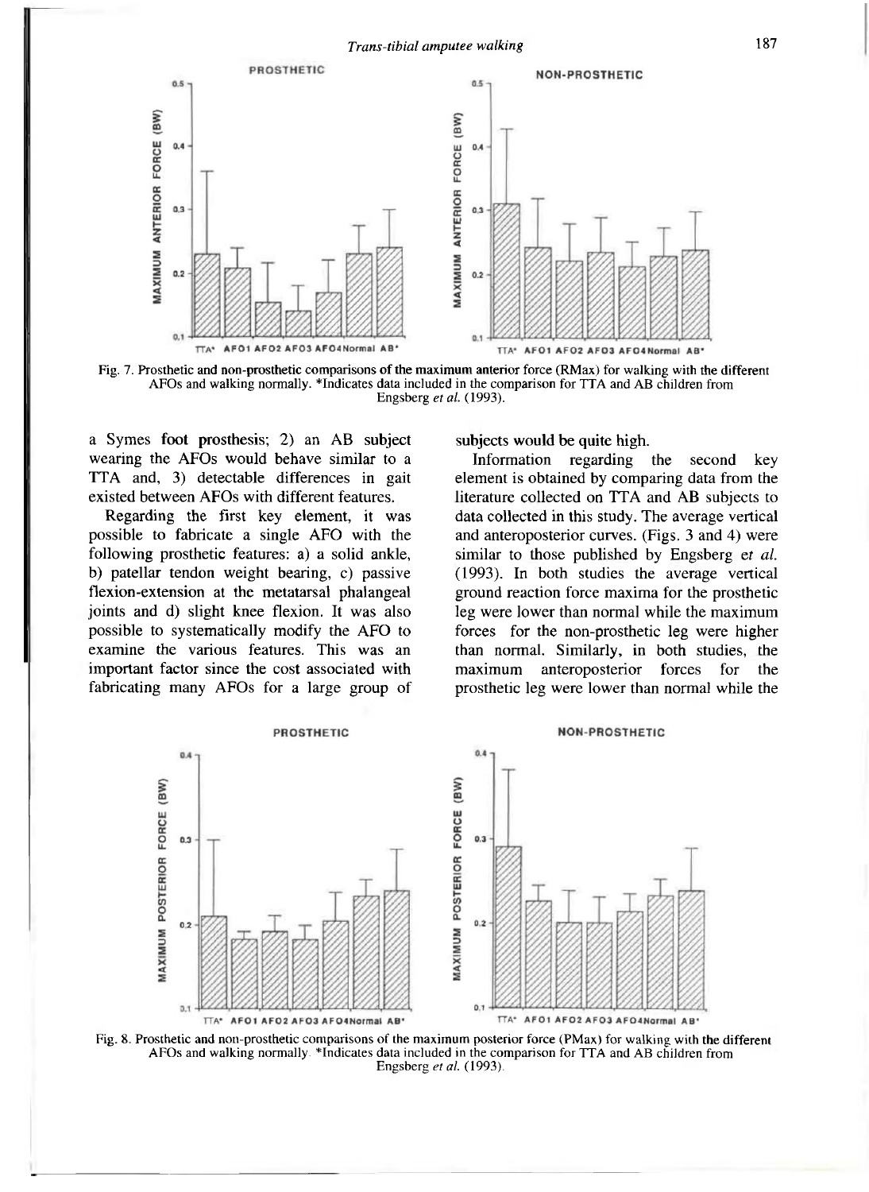Fig. 7. Prosthetic and non-prosthetic comparisons of the maximum anterior force (RMax) for walking with the different AFOs and walking normally. *Indicates data included in the comparison for TTA and AB children from Engsberg *et al.* (1993).

a Symes foot prosthesis; 2) an AB subject wearing the AFOs would behave similar to a TTA and, 3) detectable differences in gait existed between AFOs with different features.

Regarding the first key element, it was possible to fabricate a single AFO with the following prosthetic features: a) a solid ankle, b) patellar tendon weight bearing, c) passive flexion-extension at the metatarsal phalangeal joints and d) slight knee flexion. It was also possible to systematically modify the AFO to examine the various features. This was an important factor since the cost associated with fabricating many AFOs for a large group of subjects would be quite high.

Information regarding the second key element is obtained by comparing data from the literature collected on TTA and AB subjects to data collected in this study. The average vertical and anteroposterior curves. (Figs. 3 and 4) were similar to those published by Engsberg *et al.* (1993). In both studies the average vertical ground reaction force maxima for the prosthetic leg were lower than normal while the maximum forces for the non-prosthetic leg were higher than normal. Similarly, in both studies, the maximum anteroposterior forces for the prosthetic leg were lower than normal while the

Fig. 8. Prosthetic and non-prosthetic comparisons of the maximum posterior force (PMax) for walking with the different AFOs and walking normally. *Indicates data included in the comparison for TTA and AB children from Engsberg *et al.* (1993).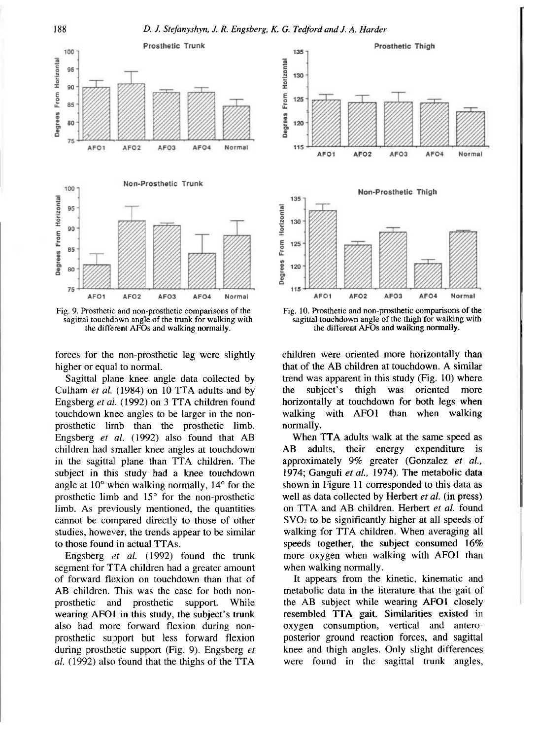Fig. 9. Prosthetic and non-prosthetic comparisons of the sagittal touchdown angle of the trunk for walking with the different AFOs and walking normally.

Fig. 10. Prosthetic and non-prosthetic comparisons of the sagittal touchdown angle of the thigh for walking with the different AFOs and walking normally.

forces for the non-prosthetic leg were slightly higher or equal to normal.

Sagittal plane knee angle data collected by Culham *et al.* (1984) on 10 TTA adults and by Engsberg *et al.* (1992) on 3 TTA children found touchdown knee angles to be larger in the non-prosthetic limb than the prosthetic limb. Engsberg *et al.* (1992) also found that AB children had smaller knee angles at touchdown in the sagittal plane than TTA children. The subject in this study had a knee touchdown angle at 10° when walking normally, 14° for the prosthetic limb and 15° for the non-prosthetic limb. As previously mentioned, the quantities cannot be compared directly to those of other studies, however, the trends appear to be similar to those found in actual TTAs.

Engsberg *et al.* (1992) found the trunk segment for TTA children had a greater amount of forward flexion on touchdown than that of AB children. This was the case for both non-prosthetic and prosthetic support. While wearing AFO1 in this study, the subject's trunk also had more forward flexion during non-prosthetic support but less forward flexion during prosthetic support (Fig. 9). Engsberg *et al.* (1992) also found that the thighs of the TTA children were oriented more horizontally than that of the AB children at touchdown. A similar trend was apparent in this study (Fig. 10) where the subject's thigh was oriented more horizontally at touchdown for both legs when walking with AFO1 than when walking normally.

When TTA adults walk at the same speed as AB adults, their energy expenditure is approximately 9% greater (Gonzalez *et al.*, 1974; Ganguli *et al.*, 1974). The metabolic data shown in Figure 11 corresponded to this data as well as data collected by Herbert *et al.* (in press) on TTA and AB children. Herbert *et al.* found $SVO_2$ to be significantly higher at all speeds of walking for TTA children. When averaging all speeds together, the subject consumed 16% more oxygen when walking with AFO1 than when walking normally.

It appears from the kinetic, kinematic and metabolic data in the literature that the gait of the AB subject while wearing AFO1 closely resembled TTA gait. Similarities existed in oxygen consumption, vertical and antero-posterior ground reaction forces, and sagittal knee and thigh angles. Only slight differences were found in the sagittal trunk angles,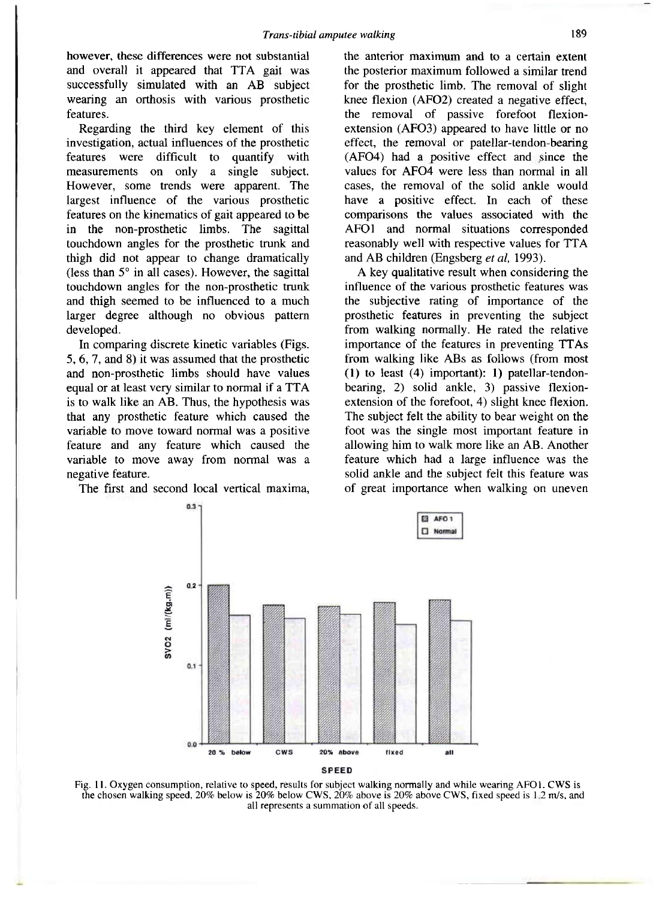however, these differences were not substantial and overall it appeared that TTA gait was successfully simulated with an AB subject wearing an orthosis with various prosthetic features.

Regarding the third key element of this investigation, actual influences of the prosthetic features were difficult to quantify with measurements on only a single subject. However, some trends were apparent. The largest influence of the various prosthetic features on the kinematics of gait appeared to be in the non-prosthetic limbs. The sagittal touchdown angles for the prosthetic trunk and thigh did not appear to change dramatically (less than 5° in all cases). However, the sagittal touchdown angles for the non-prosthetic trunk and thigh seemed to be influenced to a much larger degree although no obvious pattern developed.

In comparing discrete kinetic variables (Figs. 5, 6, 7, and 8) it was assumed that the prosthetic and non-prosthetic limbs should have values equal or at least very similar to normal if a TTA is to walk like an AB. Thus, the hypothesis was that any prosthetic feature which caused the variable to move toward normal was a positive feature and any feature which caused the variable to move away from normal was a negative feature.

The first and second local vertical maxima, the anterior maximum and to a certain extent the posterior maximum followed a similar trend for the prosthetic limb. The removal of slight knee flexion (AFO2) created a negative effect, the removal of passive forefoot flexion-extension (AFO3) appeared to have little or no effect, the removal or patellar-tendon-bearing (AFO4) had a positive effect and since the values for AFO4 were less than normal in all cases, the removal of the solid ankle would have a positive effect. In each of these comparisons the values associated with the AFO1 and normal situations corresponded reasonably well with respective values for TTA and AB children (Engsberg *et al*, 1993).

A key qualitative result when considering the influence of the various prosthetic features was the subjective rating of importance of the prosthetic features in preventing the subject from walking normally. He rated the relative importance of the features in preventing TTAs from walking like ABs as follows (from most (1) to least (4) important): 1) patellar-tendon-bearing, 2) solid ankle, 3) passive flexion-extension of the forefoot, 4) slight knee flexion. The subject felt the ability to bear weight on the foot was the single most important feature in allowing him to walk more like an AB. Another feature which had a large influence was the solid ankle and the subject felt this feature was of great importance when walking on uneven

Fig. 11. Oxygen consumption, relative to speed, results for subject walking normally and while wearing AFO1. CWS is the chosen walking speed, 20% below is 20% below CWS, 20% above is 20% above CWS, fixed speed is 1.2 m/s, and all represents a summation of all speeds.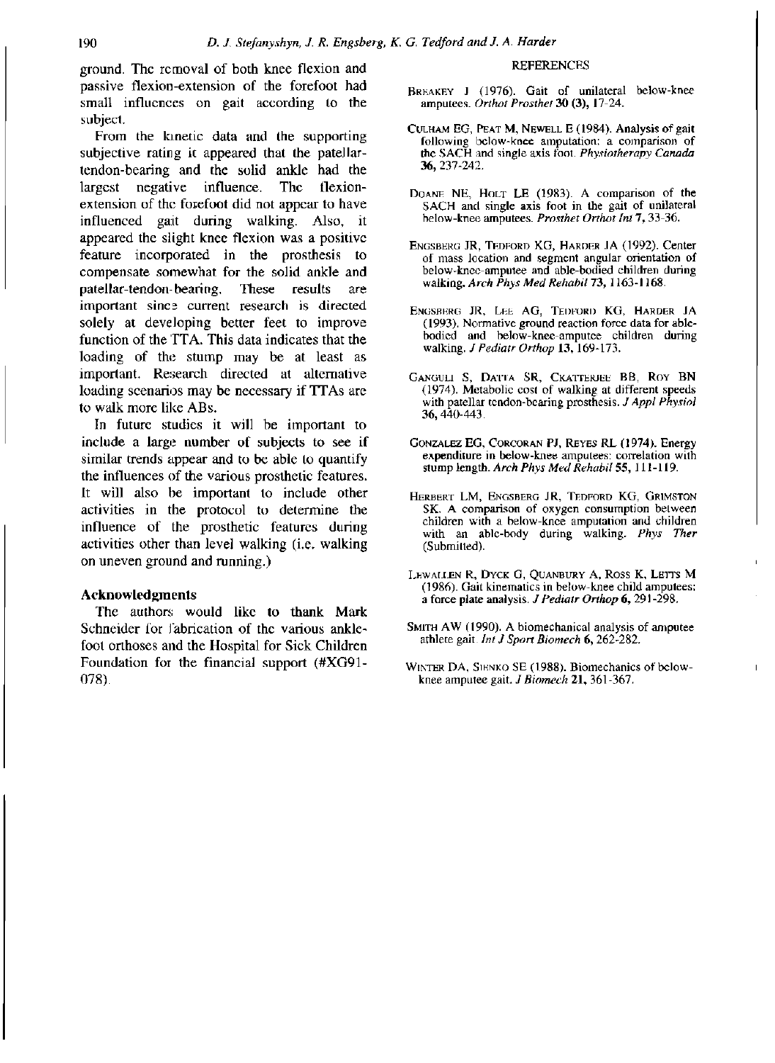ground. The removal of both knee flexion and passive flexion-extension of the forefoot had small influences on gait according to the subject.

From the kinetic data and the supporting subjective rating it appeared that the patellar-tendon-bearing and the solid ankle had the largest negative influence. The flexion-extension of the forefoot did not appear to have influenced gait during walking. Also, it appeared the slight knee flexion was a positive feature incorporated in the prosthesis to compensate somewhat for the solid ankle and patellar-tendon-bearing. These results are important since current research is directed solely at developing better feet to improve function of the TTA. This data indicates that the loading of the stump may be at least as important. Research directed at alternative loading scenarios may be necessary if TTAs are to walk more like ABs.

In future studies it will be important to include a large number of subjects to see if similar trends appear and to be able to quantify the influences of the various prosthetic features. It will also be important to include other activities in the protocol to determine the influence of the prosthetic features during activities other than level walking (i.e. walking on uneven ground and running.)

## Acknowledgments

The authors would like to thank Mark Schneider for fabrication of the various ankle-foot orthoses and the Hospital for Sick Children Foundation for the financial support (#XG91-078).

## REFERENCES

Breakey J (1976). Gait of unilateral below-knee amputees. *Orthot Prosthet* **30 (3),** 17-24.

Culham EG, Peat M, Newell E (1984). Analysis of gait following below-knee amputation: a comparison of the SACH and single axis foot. *Physiotherapy Canada* **36,** 237-242.

Doane NE, Holt LE (1983). A comparison of the SACH and single axis foot in the gait of unilateral below-knee amputees. *Prosthet Orthot Int* **7,** 33-36.

Engsberg JR, Tedford KG, Harder JA (1992). Center of mass location and segment angular orientation of below-knee-amputee and able-bodied children during walking. *Arch Phys Med Rehabil* **73,** 1163-1168.

Engsberg JR, Lee AG, Tedford KG, Harder JA (1993). Normative ground reaction force data for able-bodied and below-knee-amputee children during walking. *J Pediatr Orthop* **13,** 169-173.

Ganguli S, Datta SR, Chatterjee BB, Roy BN (1974). Metabolic cost of walking at different speeds with patellar tendon-bearing prosthesis. *J Appl Physiol* **36,** 440-443.

Gonzalez EG, Corcoran PJ, Reyes RL (1974). Energy expenditure in below-knee amputees: correlation with stump length. *Arch Phys Med Rehabil* **55,** 111-119.

Herbert LM, Engsberg JR, Tedford KG, Grimston SK. A comparison of oxygen consumption between children with a below-knee amputation and children with an able-body during walking. *Phys Ther* (Submitted).

Lewallen R, Dyck G, Quanbury A, Ross K, Letts M (1986). Gait kinematics in below-knee child amputees: a force plate analysis. *J Pediatr Orthop* **6,** 291-298.

Smith AW (1990). A biomechanical analysis of amputee athlete gait. *Int J Sport Biomech* **6,** 262-282.

Winter DA, Sienko SE (1988). Biomechanics of below-knee amputee gait. *J Biomech* **21,** 361-367.